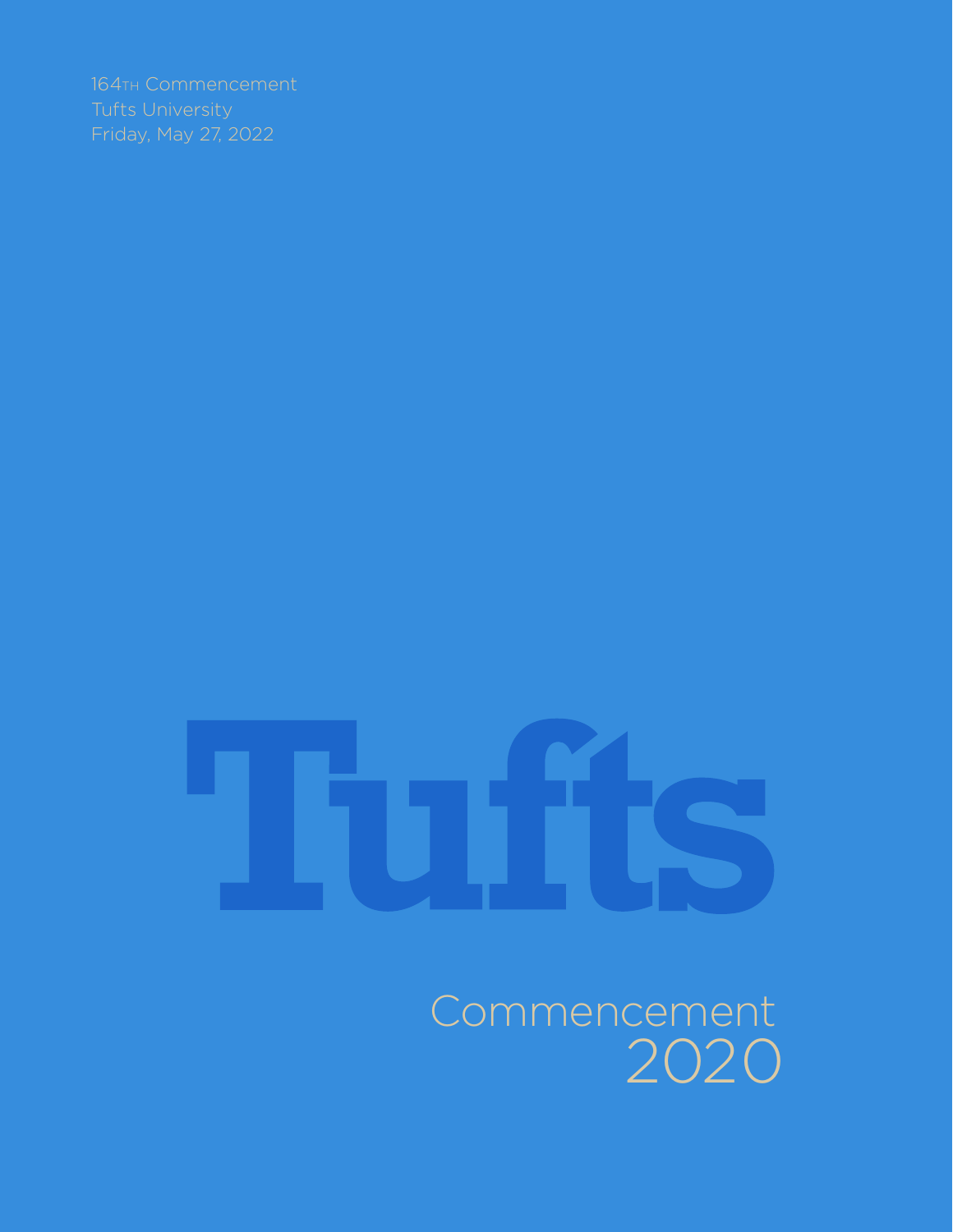164TH Commencement
Tufts University
Friday, May 27, 2022

# Tufts

## Commencement 2020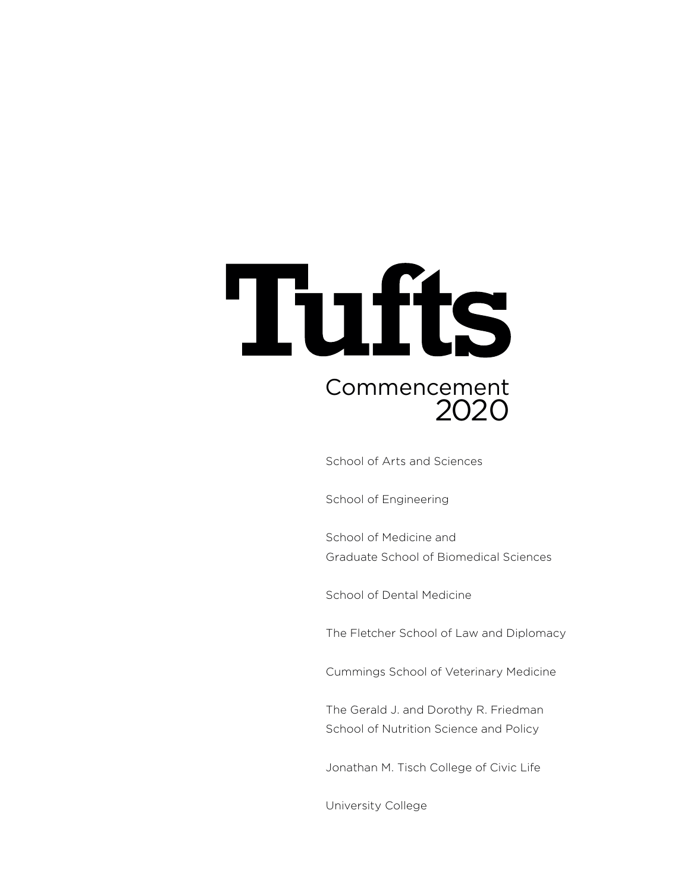# Tufts

## Commencement 2020

School of Arts and Sciences

School of Engineering

School of Medicine and
Graduate School of Biomedical Sciences

School of Dental Medicine

The Fletcher School of Law and Diplomacy

Cummings School of Veterinary Medicine

The Gerald J. and Dorothy R. Friedman
School of Nutrition Science and Policy

Jonathan M. Tisch College of Civic Life

University College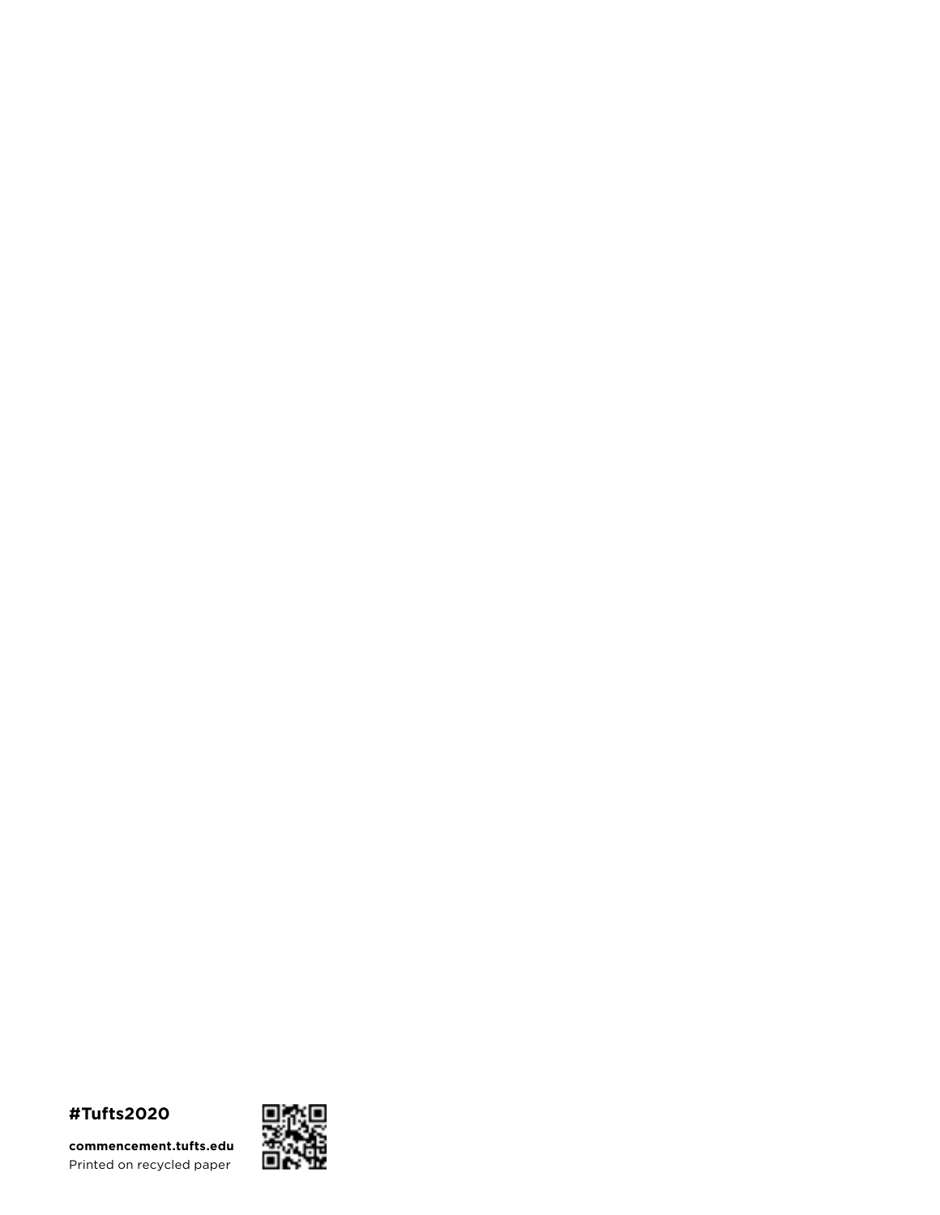**#Tufts2020**

**commencement.tufts.edu**
Printed on recycled paper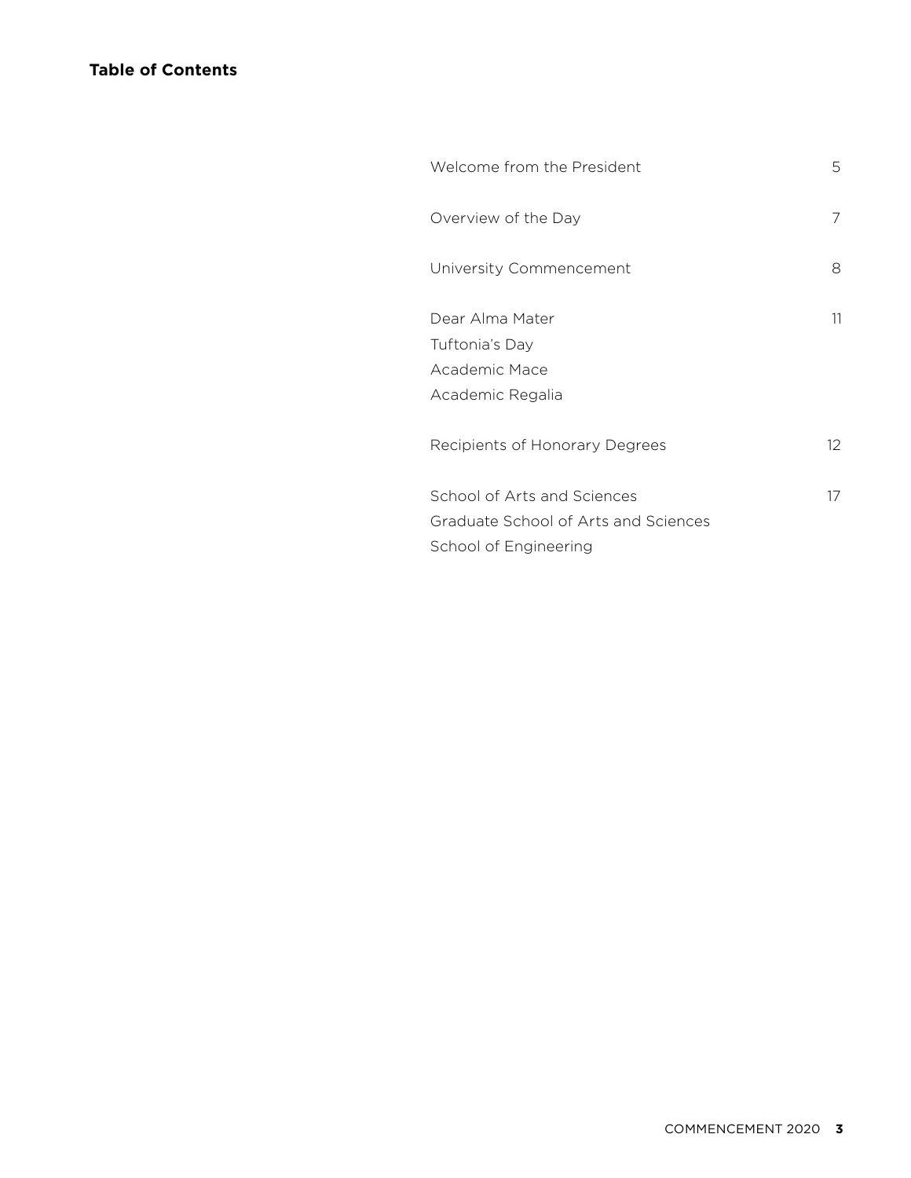# Table of Contents

| | |
|---|---|
| Welcome from the President | 5 |
| Overview of the Day | 7 |
| University Commencement | 8 |
| Dear Alma Mater<br>Tuftonia's Day<br>Academic Mace<br>Academic Regalia | 11 |
| Recipients of Honorary Degrees | 12 |
| School of Arts and Sciences<br>Graduate School of Arts and Sciences<br>School of Engineering | 17 |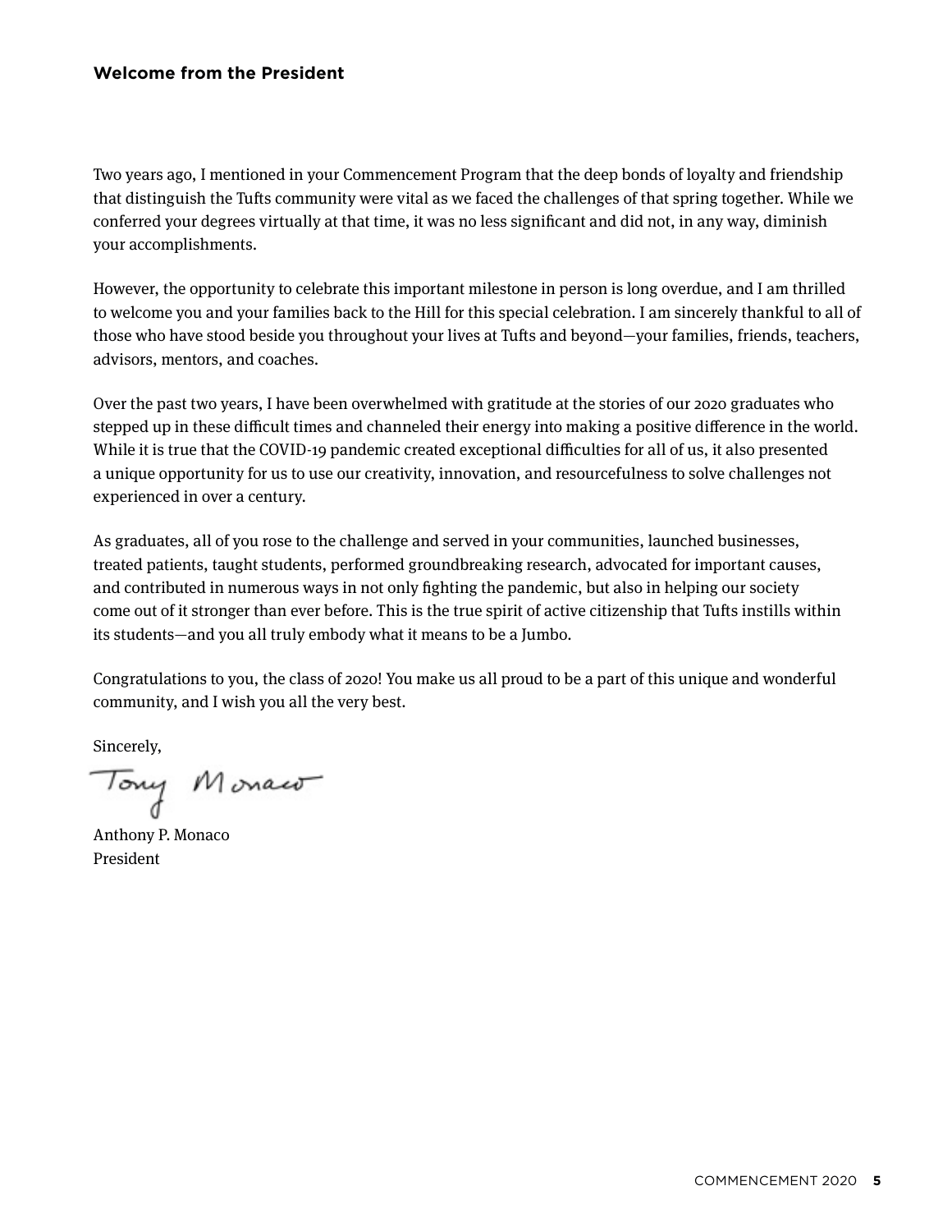## Welcome from the President

Two years ago, I mentioned in your Commencement Program that the deep bonds of loyalty and friendship that distinguish the Tufts community were vital as we faced the challenges of that spring together. While we conferred your degrees virtually at that time, it was no less significant and did not, in any way, diminish your accomplishments.

However, the opportunity to celebrate this important milestone in person is long overdue, and I am thrilled to welcome you and your families back to the Hill for this special celebration. I am sincerely thankful to all of those who have stood beside you throughout your lives at Tufts and beyond—your families, friends, teachers, advisors, mentors, and coaches.

Over the past two years, I have been overwhelmed with gratitude at the stories of our 2020 graduates who stepped up in these difficult times and channeled their energy into making a positive difference in the world. While it is true that the COVID-19 pandemic created exceptional difficulties for all of us, it also presented a unique opportunity for us to use our creativity, innovation, and resourcefulness to solve challenges not experienced in over a century.

As graduates, all of you rose to the challenge and served in your communities, launched businesses, treated patients, taught students, performed groundbreaking research, advocated for important causes, and contributed in numerous ways in not only fighting the pandemic, but also in helping our society come out of it stronger than ever before. This is the true spirit of active citizenship that Tufts instills within its students—and you all truly embody what it means to be a Jumbo.

Congratulations to you, the class of 2020! You make us all proud to be a part of this unique and wonderful community, and I wish you all the very best.

Sincerely,

Tony Monaco

Anthony P. Monaco
President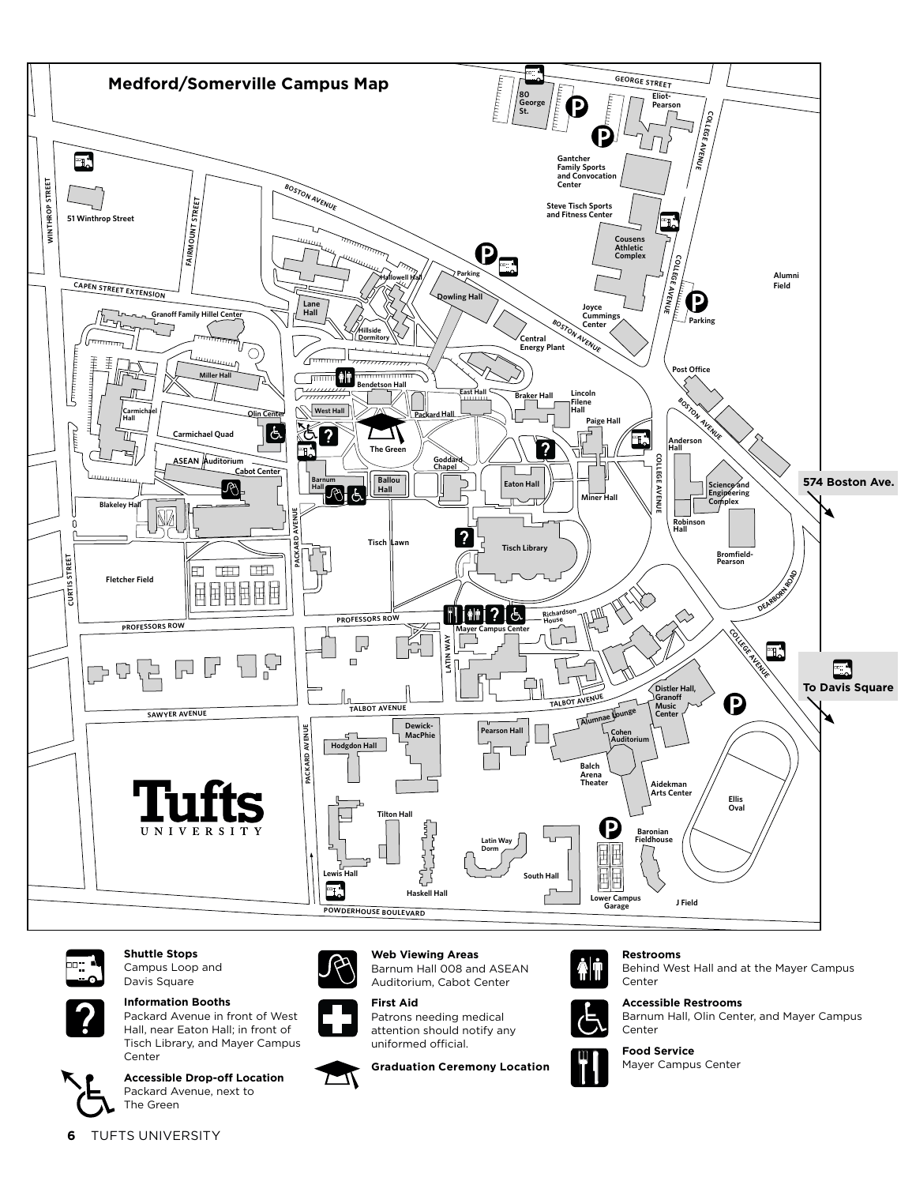# Medford/Somerville Campus Map

**Shuttle Stops**
Campus Loop and Davis Square

**Information Booths**
Packard Avenue in front of West Hall, near Eaton Hall; in front of Tisch Library, and Mayer Campus Center

**Accessible Drop-off Location**
Packard Avenue, next to The Green

**Web Viewing Areas**
Barnum Hall 008 and ASEAN Auditorium, Cabot Center

**First Aid**
Patrons needing medical attention should notify any uniformed official.

**Graduation Ceremony Location**

**Restrooms**
Behind West Hall and at the Mayer Campus Center

**Accessible Restrooms**
Barnum Hall, Olin Center, and Mayer Campus Center

**Food Service**
Mayer Campus Center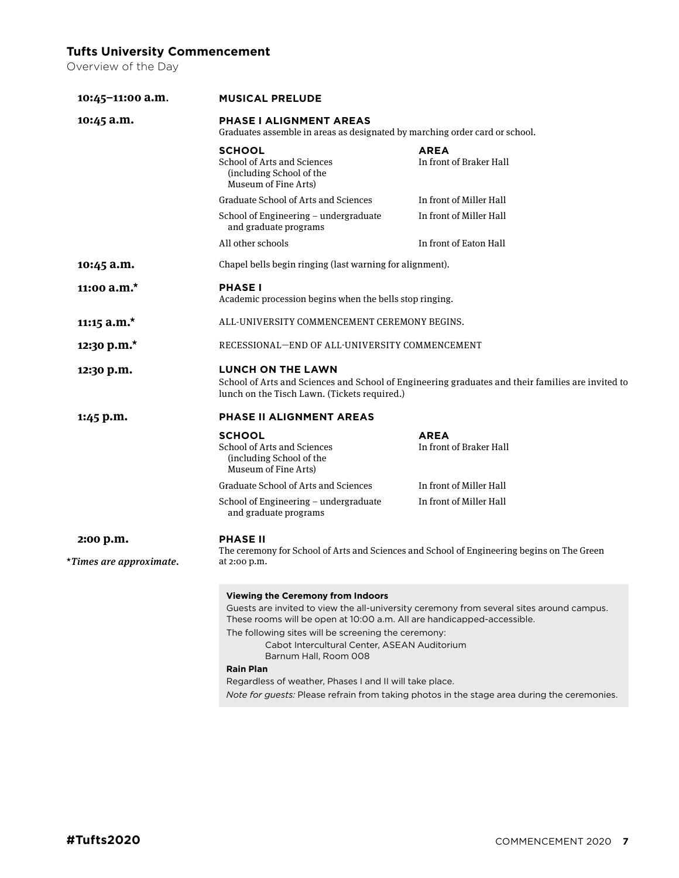## Tufts University Commencement

Overview of the Day

**10:45–11:00 a.m.** — **MUSICAL PRELUDE**

**10:45 a.m.** — **PHASE I ALIGNMENT AREAS**

Graduates assemble in areas as designated by marching order card or school.

| SCHOOL | AREA |
|---|---|
| School of Arts and Sciences (including School of the Museum of Fine Arts) | In front of Braker Hall |
| Graduate School of Arts and Sciences | In front of Miller Hall |
| School of Engineering – undergraduate and graduate programs | In front of Miller Hall |
| All other schools | In front of Eaton Hall |

**10:45 a.m.** — Chapel bells begin ringing (last warning for alignment).

**11:00 a.m.*** — **PHASE I**

Academic procession begins when the bells stop ringing.

**11:15 a.m.*** — ALL-UNIVERSITY COMMENCEMENT CEREMONY BEGINS.

**12:30 p.m.*** — RECESSIONAL—END OF ALL-UNIVERSITY COMMENCEMENT

**12:30 p.m.** — **LUNCH ON THE LAWN**

School of Arts and Sciences and School of Engineering graduates and their families are invited to lunch on the Tisch Lawn. (Tickets required.)

**1:45 p.m.** — **PHASE II ALIGNMENT AREAS**

| SCHOOL | AREA |
|---|---|
| School of Arts and Sciences (including School of the Museum of Fine Arts) | In front of Braker Hall |
| Graduate School of Arts and Sciences | In front of Miller Hall |
| School of Engineering – undergraduate and graduate programs | In front of Miller Hall |

**2:00 p.m.** — **PHASE II**

The ceremony for School of Arts and Sciences and School of Engineering begins on The Green at 2:00 p.m.

**Times are approximate.*

**Viewing the Ceremony from Indoors**

Guests are invited to view the all-university ceremony from several sites around campus. These rooms will be open at 10:00 a.m. All are handicapped-accessible.

The following sites will be screening the ceremony:

- Cabot Intercultural Center, ASEAN Auditorium
- Barnum Hall, Room 008

**Rain Plan**

Regardless of weather, Phases I and II will take place.

*Note for guests:* Please refrain from taking photos in the stage area during the ceremonies.

**#Tufts2020**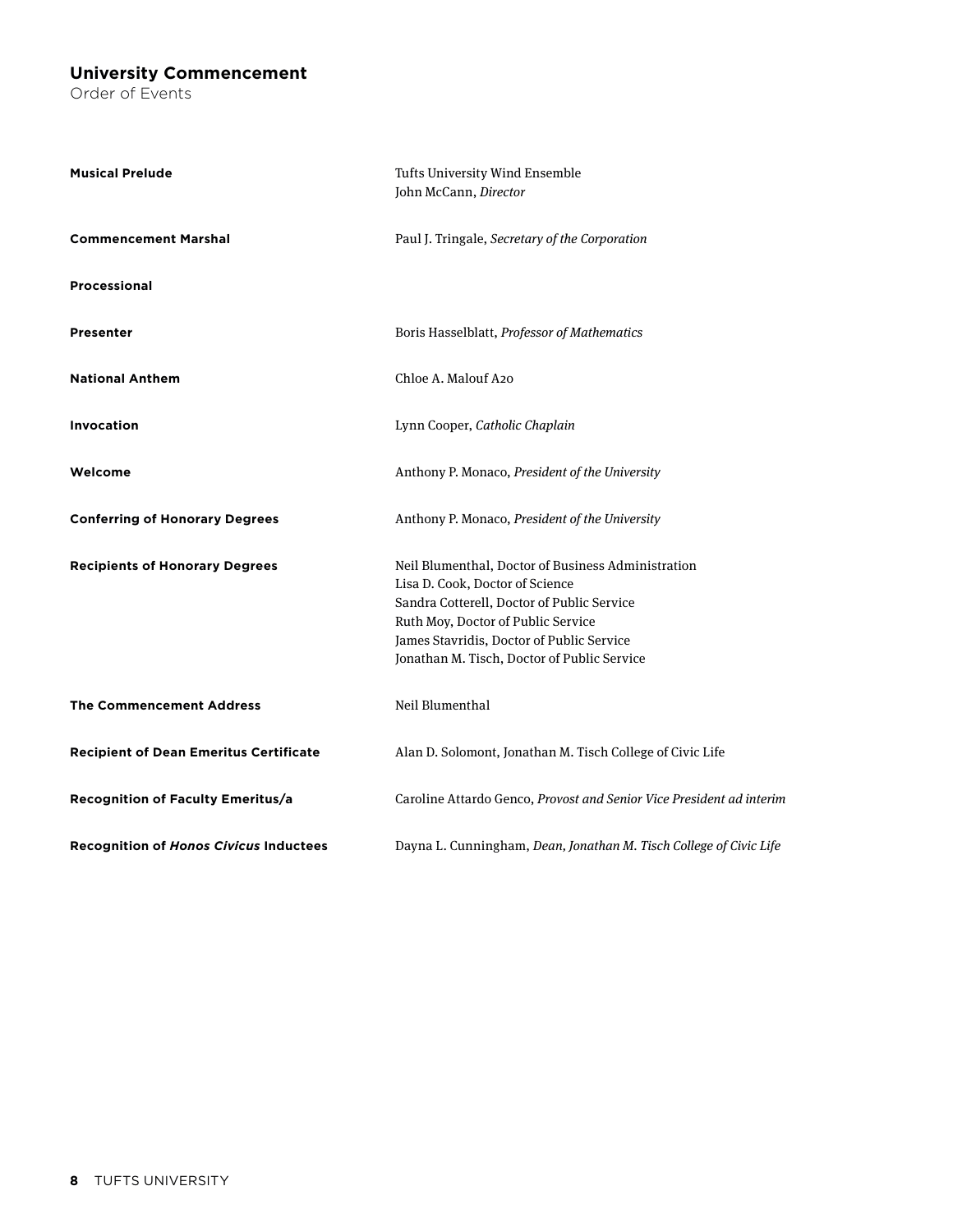## University Commencement

Order of Events

| | |
|---|---|
| **Musical Prelude** | Tufts University Wind Ensemble<br>John McCann, *Director* |
| **Commencement Marshal** | Paul J. Tringale, *Secretary of the Corporation* |
| **Processional** | |
| **Presenter** | Boris Hasselblatt, *Professor of Mathematics* |
| **National Anthem** | Chloe A. Malouf A20 |
| **Invocation** | Lynn Cooper, *Catholic Chaplain* |
| **Welcome** | Anthony P. Monaco, *President of the University* |
| **Conferring of Honorary Degrees** | Anthony P. Monaco, *President of the University* |
| **Recipients of Honorary Degrees** | Neil Blumenthal, Doctor of Business Administration<br>Lisa D. Cook, Doctor of Science<br>Sandra Cotterell, Doctor of Public Service<br>Ruth Moy, Doctor of Public Service<br>James Stavridis, Doctor of Public Service<br>Jonathan M. Tisch, Doctor of Public Service |
| **The Commencement Address** | Neil Blumenthal |
| **Recipient of Dean Emeritus Certificate** | Alan D. Solomont, Jonathan M. Tisch College of Civic Life |
| **Recognition of Faculty Emeritus/a** | Caroline Attardo Genco, *Provost and Senior Vice President ad interim* |
| **Recognition of *Honos Civicus* Inductees** | Dayna L. Cunningham, *Dean, Jonathan M. Tisch College of Civic Life* |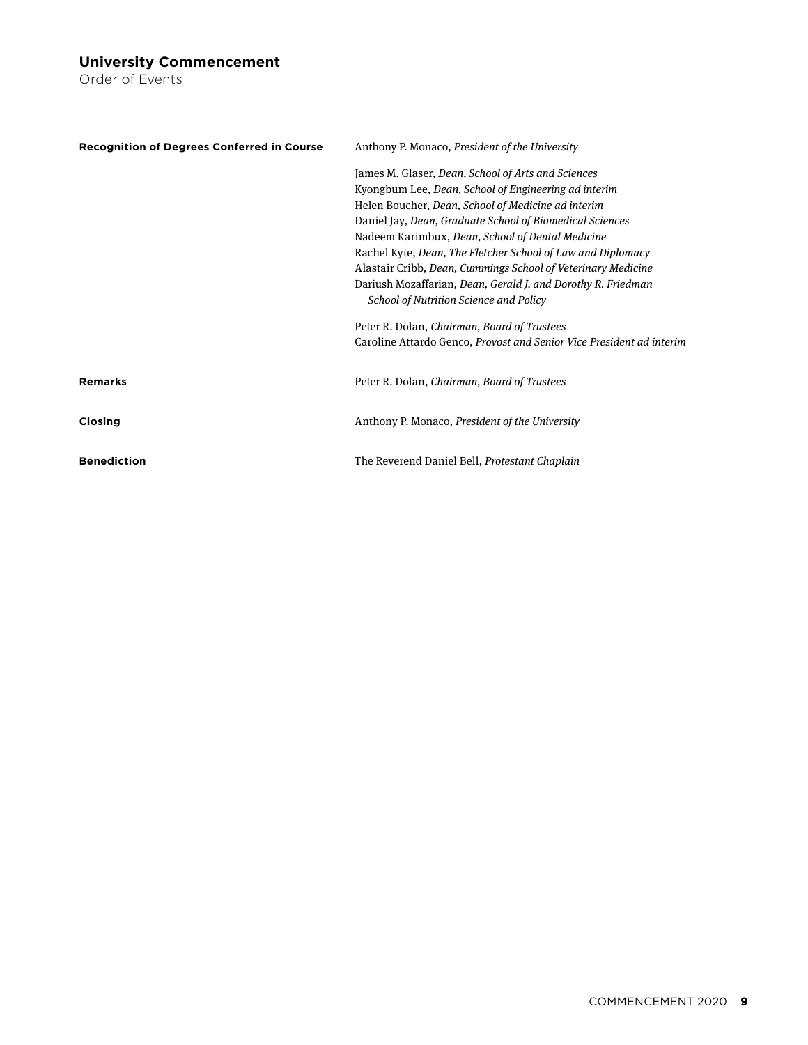## University Commencement

Order of Events

**Recognition of Degrees Conferred in Course**

Anthony P. Monaco, *President of the University*

James M. Glaser, *Dean, School of Arts and Sciences*
Kyongbum Lee, *Dean, School of Engineering ad interim*
Helen Boucher, *Dean, School of Medicine ad interim*
Daniel Jay, *Dean, Graduate School of Biomedical Sciences*
Nadeem Karimbux, *Dean, School of Dental Medicine*
Rachel Kyte, *Dean, The Fletcher School of Law and Diplomacy*
Alastair Cribb, *Dean, Cummings School of Veterinary Medicine*
Dariush Mozaffarian, *Dean, Gerald J. and Dorothy R. Friedman School of Nutrition Science and Policy*

Peter R. Dolan, *Chairman, Board of Trustees*
Caroline Attardo Genco, *Provost and Senior Vice President ad interim*

**Remarks**

Peter R. Dolan, *Chairman, Board of Trustees*

**Closing**

Anthony P. Monaco, *President of the University*

**Benediction**

The Reverend Daniel Bell, *Protestant Chaplain*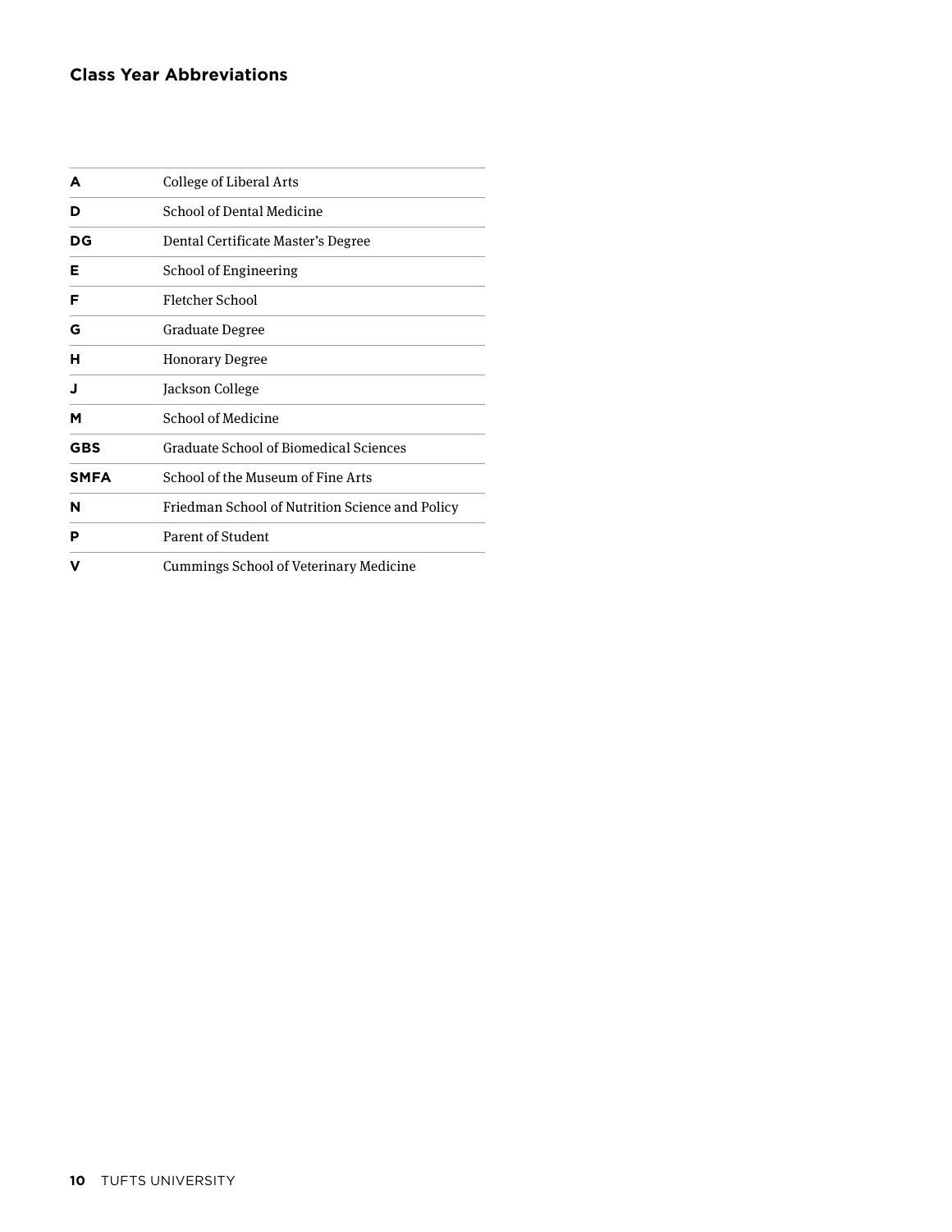## Class Year Abbreviations

| | |
|---|---|
| **A** | College of Liberal Arts |
| **D** | School of Dental Medicine |
| **DG** | Dental Certificate Master's Degree |
| **E** | School of Engineering |
| **F** | Fletcher School |
| **G** | Graduate Degree |
| **H** | Honorary Degree |
| **J** | Jackson College |
| **M** | School of Medicine |
| **GBS** | Graduate School of Biomedical Sciences |
| **SMFA** | School of the Museum of Fine Arts |
| **N** | Friedman School of Nutrition Science and Policy |
| **P** | Parent of Student |
| **V** | Cummings School of Veterinary Medicine |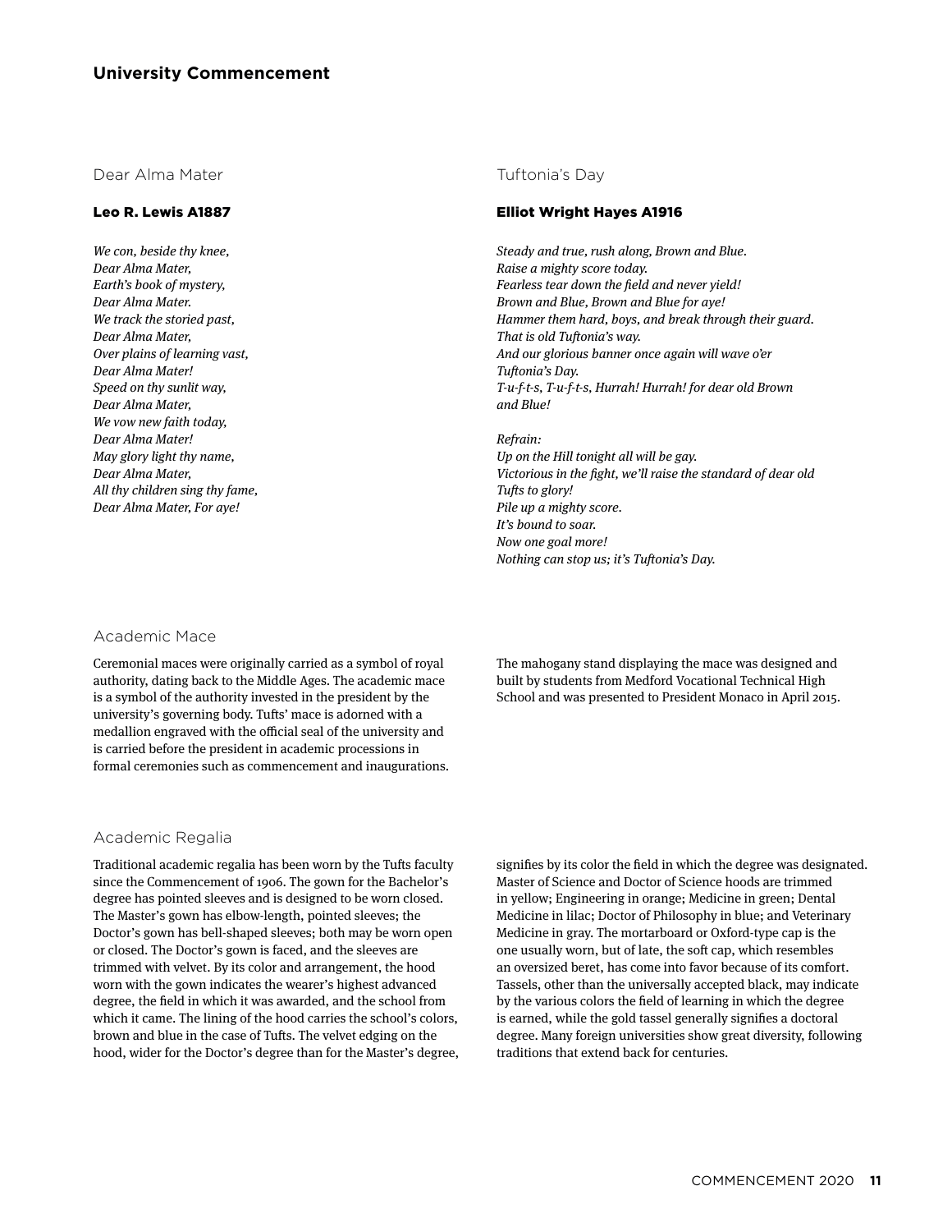## University Commencement

### Dear Alma Mater

**Leo R. Lewis A1887**

*We con, beside thy knee,*
*Dear Alma Mater,*
*Earth's book of mystery,*
*Dear Alma Mater.*
*We track the storied past,*
*Dear Alma Mater,*
*Over plains of learning vast,*
*Dear Alma Mater!*
*Speed on thy sunlit way,*
*Dear Alma Mater,*
*We vow new faith today,*
*Dear Alma Mater!*
*May glory light thy name,*
*Dear Alma Mater,*
*All thy children sing thy fame,*
*Dear Alma Mater, For aye!*

### Tuftonia's Day

**Elliot Wright Hayes A1916**

*Steady and true, rush along, Brown and Blue.*
*Raise a mighty score today.*
*Fearless tear down the field and never yield!*
*Brown and Blue, Brown and Blue for aye!*
*Hammer them hard, boys, and break through their guard.*
*That is old Tuftonia's way.*
*And our glorious banner once again will wave o'er*
*Tuftonia's Day.*
*T-u-f-t-s, T-u-f-t-s, Hurrah! Hurrah! for dear old Brown and Blue!*

*Refrain:*
*Up on the Hill tonight all will be gay.*
*Victorious in the fight, we'll raise the standard of dear old Tufts to glory!*
*Pile up a mighty score.*
*It's bound to soar.*
*Now one goal more!*
*Nothing can stop us; it's Tuftonia's Day.*

### Academic Mace

Ceremonial maces were originally carried as a symbol of royal authority, dating back to the Middle Ages. The academic mace is a symbol of the authority invested in the president by the university's governing body. Tufts' mace is adorned with a medallion engraved with the official seal of the university and is carried before the president in academic processions in formal ceremonies such as commencement and inaugurations.

The mahogany stand displaying the mace was designed and built by students from Medford Vocational Technical High School and was presented to President Monaco in April 2015.

### Academic Regalia

Traditional academic regalia has been worn by the Tufts faculty since the Commencement of 1906. The gown for the Bachelor's degree has pointed sleeves and is designed to be worn closed. The Master's gown has elbow-length, pointed sleeves; the Doctor's gown has bell-shaped sleeves; both may be worn open or closed. The Doctor's gown is faced, and the sleeves are trimmed with velvet. By its color and arrangement, the hood worn with the gown indicates the wearer's highest advanced degree, the field in which it was awarded, and the school from which it came. The lining of the hood carries the school's colors, brown and blue in the case of Tufts. The velvet edging on the hood, wider for the Doctor's degree than for the Master's degree, signifies by its color the field in which the degree was designated. Master of Science and Doctor of Science hoods are trimmed in yellow; Engineering in orange; Medicine in green; Dental Medicine in lilac; Doctor of Philosophy in blue; and Veterinary Medicine in gray. The mortarboard or Oxford-type cap is the one usually worn, but of late, the soft cap, which resembles an oversized beret, has come into favor because of its comfort. Tassels, other than the universally accepted black, may indicate by the various colors the field of learning in which the degree is earned, while the gold tassel generally signifies a doctoral degree. Many foreign universities show great diversity, following traditions that extend back for centuries.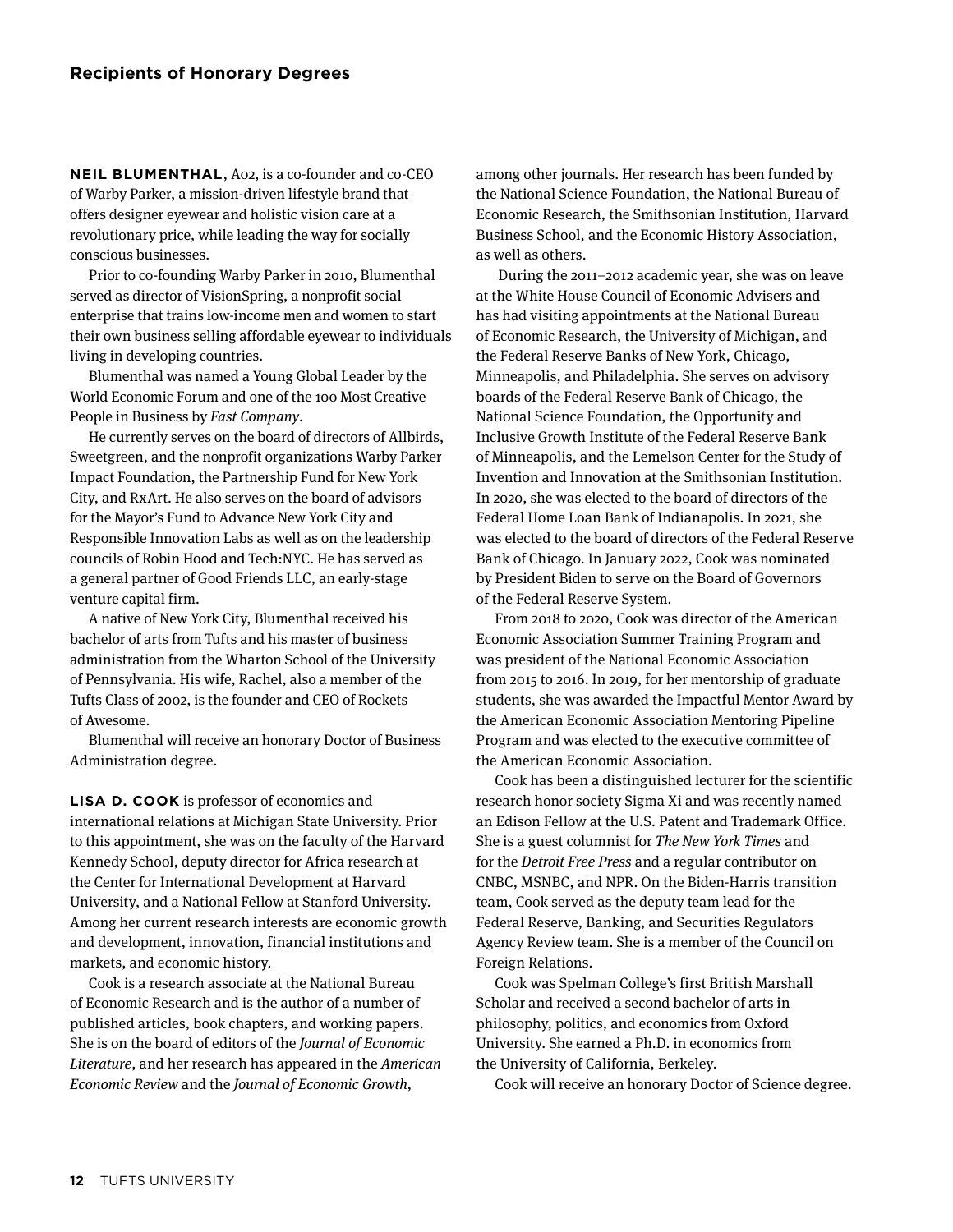## Recipients of Honorary Degrees

**NEIL BLUMENTHAL**, A02, is a co-founder and co-CEO of Warby Parker, a mission-driven lifestyle brand that offers designer eyewear and holistic vision care at a revolutionary price, while leading the way for socially conscious businesses.

Prior to co-founding Warby Parker in 2010, Blumenthal served as director of VisionSpring, a nonprofit social enterprise that trains low-income men and women to start their own business selling affordable eyewear to individuals living in developing countries.

Blumenthal was named a Young Global Leader by the World Economic Forum and one of the 100 Most Creative People in Business by *Fast Company*.

He currently serves on the board of directors of Allbirds, Sweetgreen, and the nonprofit organizations Warby Parker Impact Foundation, the Partnership Fund for New York City, and RxArt. He also serves on the board of advisors for the Mayor's Fund to Advance New York City and Responsible Innovation Labs as well as on the leadership councils of Robin Hood and Tech:NYC. He has served as a general partner of Good Friends LLC, an early-stage venture capital firm.

A native of New York City, Blumenthal received his bachelor of arts from Tufts and his master of business administration from the Wharton School of the University of Pennsylvania. His wife, Rachel, also a member of the Tufts Class of 2002, is the founder and CEO of Rockets of Awesome.

Blumenthal will receive an honorary Doctor of Business Administration degree.

**LISA D. COOK** is professor of economics and international relations at Michigan State University. Prior to this appointment, she was on the faculty of the Harvard Kennedy School, deputy director for Africa research at the Center for International Development at Harvard University, and a National Fellow at Stanford University. Among her current research interests are economic growth and development, innovation, financial institutions and markets, and economic history.

Cook is a research associate at the National Bureau of Economic Research and is the author of a number of published articles, book chapters, and working papers. She is on the board of editors of the *Journal of Economic Literature*, and her research has appeared in the *American Economic Review* and the *Journal of Economic Growth*, among other journals. Her research has been funded by the National Science Foundation, the National Bureau of Economic Research, the Smithsonian Institution, Harvard Business School, and the Economic History Association, as well as others.

During the 2011–2012 academic year, she was on leave at the White House Council of Economic Advisers and has had visiting appointments at the National Bureau of Economic Research, the University of Michigan, and the Federal Reserve Banks of New York, Chicago, Minneapolis, and Philadelphia. She serves on advisory boards of the Federal Reserve Bank of Chicago, the National Science Foundation, the Opportunity and Inclusive Growth Institute of the Federal Reserve Bank of Minneapolis, and the Lemelson Center for the Study of Invention and Innovation at the Smithsonian Institution. In 2020, she was elected to the board of directors of the Federal Home Loan Bank of Indianapolis. In 2021, she was elected to the board of directors of the Federal Reserve Bank of Chicago. In January 2022, Cook was nominated by President Biden to serve on the Board of Governors of the Federal Reserve System.

From 2018 to 2020, Cook was director of the American Economic Association Summer Training Program and was president of the National Economic Association from 2015 to 2016. In 2019, for her mentorship of graduate students, she was awarded the Impactful Mentor Award by the American Economic Association Mentoring Pipeline Program and was elected to the executive committee of the American Economic Association.

Cook has been a distinguished lecturer for the scientific research honor society Sigma Xi and was recently named an Edison Fellow at the U.S. Patent and Trademark Office. She is a guest columnist for *The New York Times* and for the *Detroit Free Press* and a regular contributor on CNBC, MSNBC, and NPR. On the Biden-Harris transition team, Cook served as the deputy team lead for the Federal Reserve, Banking, and Securities Regulators Agency Review team. She is a member of the Council on Foreign Relations.

Cook was Spelman College's first British Marshall Scholar and received a second bachelor of arts in philosophy, politics, and economics from Oxford University. She earned a Ph.D. in economics from the University of California, Berkeley.

Cook will receive an honorary Doctor of Science degree.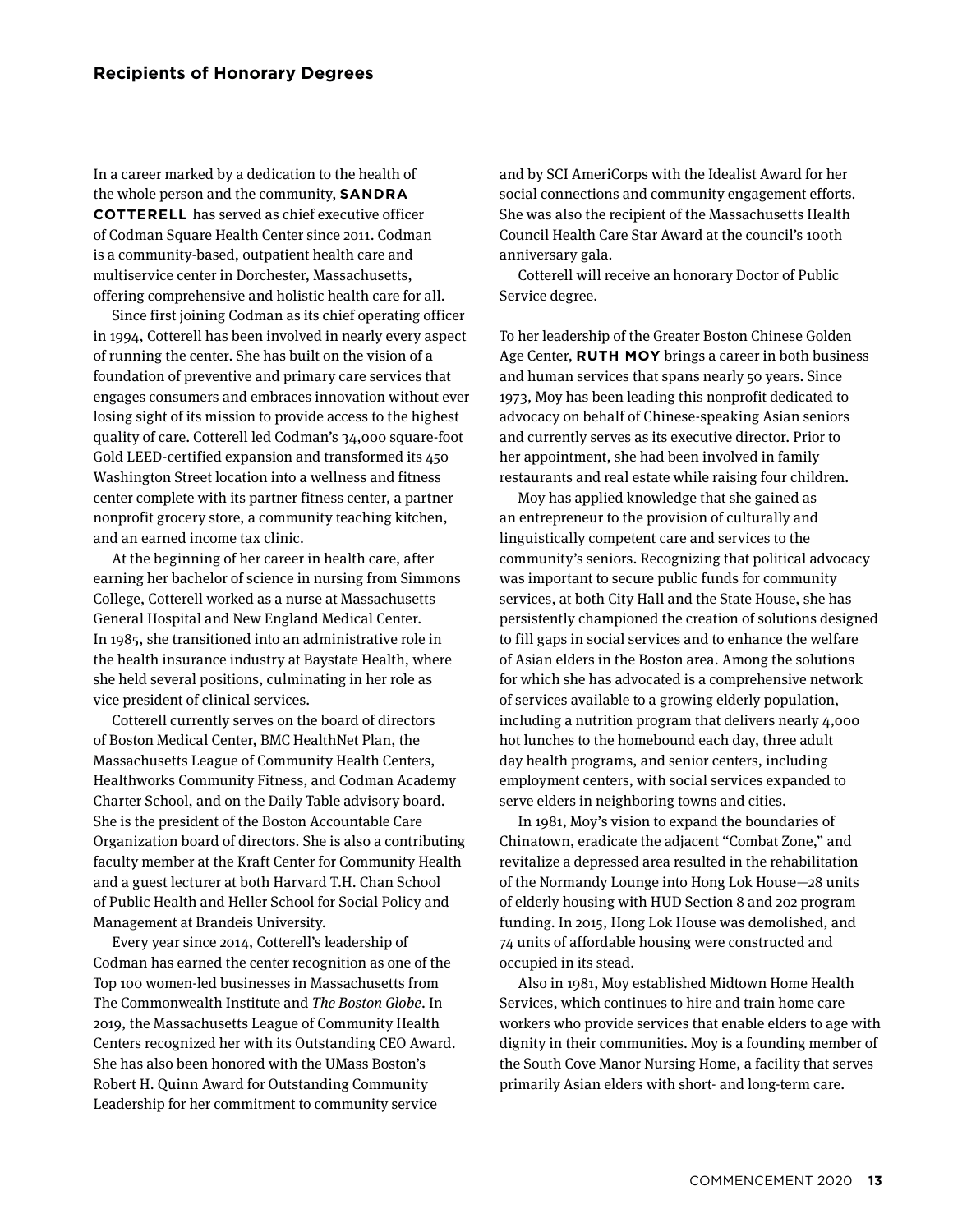## Recipients of Honorary Degrees

In a career marked by a dedication to the health of the whole person and the community, **SANDRA COTTERELL** has served as chief executive officer of Codman Square Health Center since 2011. Codman is a community-based, outpatient health care and multiservice center in Dorchester, Massachusetts, offering comprehensive and holistic health care for all.

Since first joining Codman as its chief operating officer in 1994, Cotterell has been involved in nearly every aspect of running the center. She has built on the vision of a foundation of preventive and primary care services that engages consumers and embraces innovation without ever losing sight of its mission to provide access to the highest quality of care. Cotterell led Codman's 34,000 square-foot Gold LEED-certified expansion and transformed its 450 Washington Street location into a wellness and fitness center complete with its partner fitness center, a partner nonprofit grocery store, a community teaching kitchen, and an earned income tax clinic.

At the beginning of her career in health care, after earning her bachelor of science in nursing from Simmons College, Cotterell worked as a nurse at Massachusetts General Hospital and New England Medical Center. In 1985, she transitioned into an administrative role in the health insurance industry at Baystate Health, where she held several positions, culminating in her role as vice president of clinical services.

Cotterell currently serves on the board of directors of Boston Medical Center, BMC HealthNet Plan, the Massachusetts League of Community Health Centers, Healthworks Community Fitness, and Codman Academy Charter School, and on the Daily Table advisory board. She is the president of the Boston Accountable Care Organization board of directors. She is also a contributing faculty member at the Kraft Center for Community Health and a guest lecturer at both Harvard T.H. Chan School of Public Health and Heller School for Social Policy and Management at Brandeis University.

Every year since 2014, Cotterell's leadership of Codman has earned the center recognition as one of the Top 100 women-led businesses in Massachusetts from The Commonwealth Institute and *The Boston Globe*. In 2019, the Massachusetts League of Community Health Centers recognized her with its Outstanding CEO Award. She has also been honored with the UMass Boston's Robert H. Quinn Award for Outstanding Community Leadership for her commitment to community service and by SCI AmeriCorps with the Idealist Award for her social connections and community engagement efforts. She was also the recipient of the Massachusetts Health Council Health Care Star Award at the council's 100th anniversary gala.

Cotterell will receive an honorary Doctor of Public Service degree.

To her leadership of the Greater Boston Chinese Golden Age Center, **RUTH MOY** brings a career in both business and human services that spans nearly 50 years. Since 1973, Moy has been leading this nonprofit dedicated to advocacy on behalf of Chinese-speaking Asian seniors and currently serves as its executive director. Prior to her appointment, she had been involved in family restaurants and real estate while raising four children.

Moy has applied knowledge that she gained as an entrepreneur to the provision of culturally and linguistically competent care and services to the community's seniors. Recognizing that political advocacy was important to secure public funds for community services, at both City Hall and the State House, she has persistently championed the creation of solutions designed to fill gaps in social services and to enhance the welfare of Asian elders in the Boston area. Among the solutions for which she has advocated is a comprehensive network of services available to a growing elderly population, including a nutrition program that delivers nearly 4,000 hot lunches to the homebound each day, three adult day health programs, and senior centers, including employment centers, with social services expanded to serve elders in neighboring towns and cities.

In 1981, Moy's vision to expand the boundaries of Chinatown, eradicate the adjacent "Combat Zone," and revitalize a depressed area resulted in the rehabilitation of the Normandy Lounge into Hong Lok House—28 units of elderly housing with HUD Section 8 and 202 program funding. In 2015, Hong Lok House was demolished, and 74 units of affordable housing were constructed and occupied in its stead.

Also in 1981, Moy established Midtown Home Health Services, which continues to hire and train home care workers who provide services that enable elders to age with dignity in their communities. Moy is a founding member of the South Cove Manor Nursing Home, a facility that serves primarily Asian elders with short- and long-term care.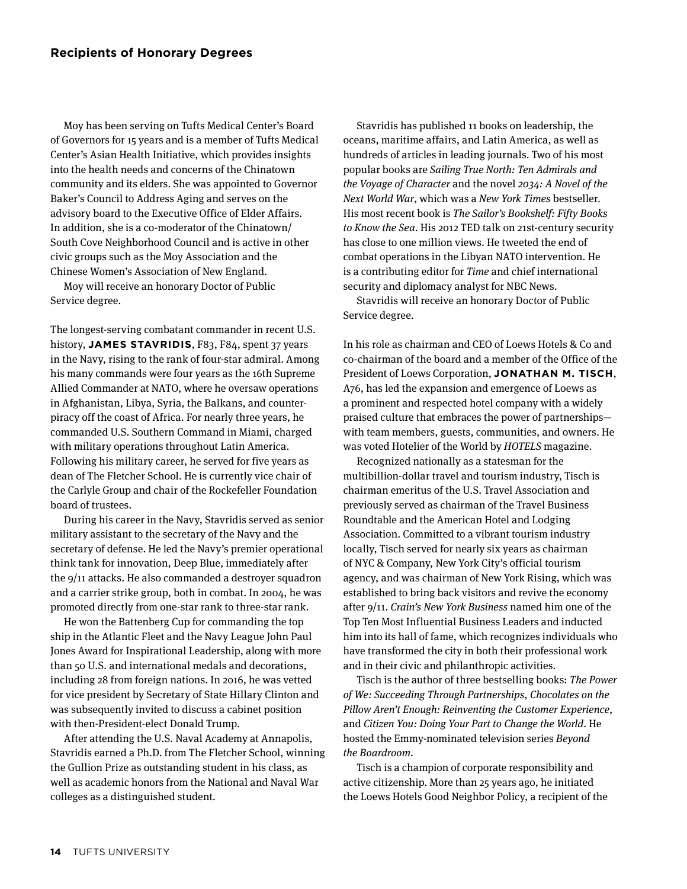## Recipients of Honorary Degrees

Moy has been serving on Tufts Medical Center's Board of Governors for 15 years and is a member of Tufts Medical Center's Asian Health Initiative, which provides insights into the health needs and concerns of the Chinatown community and its elders. She was appointed to Governor Baker's Council to Address Aging and serves on the advisory board to the Executive Office of Elder Affairs. In addition, she is a co-moderator of the Chinatown/South Cove Neighborhood Council and is active in other civic groups such as the Moy Association and the Chinese Women's Association of New England.

Moy will receive an honorary Doctor of Public Service degree.

The longest-serving combatant commander in recent U.S. history, **JAMES STAVRIDIS**, F83, F84, spent 37 years in the Navy, rising to the rank of four-star admiral. Among his many commands were four years as the 16th Supreme Allied Commander at NATO, where he oversaw operations in Afghanistan, Libya, Syria, the Balkans, and counter-piracy off the coast of Africa. For nearly three years, he commanded U.S. Southern Command in Miami, charged with military operations throughout Latin America. Following his military career, he served for five years as dean of The Fletcher School. He is currently vice chair of the Carlyle Group and chair of the Rockefeller Foundation board of trustees.

During his career in the Navy, Stavridis served as senior military assistant to the secretary of the Navy and the secretary of defense. He led the Navy's premier operational think tank for innovation, Deep Blue, immediately after the 9/11 attacks. He also commanded a destroyer squadron and a carrier strike group, both in combat. In 2004, he was promoted directly from one-star rank to three-star rank.

He won the Battenberg Cup for commanding the top ship in the Atlantic Fleet and the Navy League John Paul Jones Award for Inspirational Leadership, along with more than 50 U.S. and international medals and decorations, including 28 from foreign nations. In 2016, he was vetted for vice president by Secretary of State Hillary Clinton and was subsequently invited to discuss a cabinet position with then-President-elect Donald Trump.

After attending the U.S. Naval Academy at Annapolis, Stavridis earned a Ph.D. from The Fletcher School, winning the Gullion Prize as outstanding student in his class, as well as academic honors from the National and Naval War colleges as a distinguished student.

Stavridis has published 11 books on leadership, the oceans, maritime affairs, and Latin America, as well as hundreds of articles in leading journals. Two of his most popular books are *Sailing True North: Ten Admirals and the Voyage of Character* and the novel *2034: A Novel of the Next World War*, which was a *New York Times* bestseller. His most recent book is *The Sailor's Bookshelf: Fifty Books to Know the Sea*. His 2012 TED talk on 21st-century security has close to one million views. He tweeted the end of combat operations in the Libyan NATO intervention. He is a contributing editor for *Time* and chief international security and diplomacy analyst for NBC News.

Stavridis will receive an honorary Doctor of Public Service degree.

In his role as chairman and CEO of Loews Hotels & Co and co-chairman of the board and a member of the Office of the President of Loews Corporation, **JONATHAN M. TISCH**, A76, has led the expansion and emergence of Loews as a prominent and respected hotel company with a widely praised culture that embraces the power of partnerships—with team members, guests, communities, and owners. He was voted Hotelier of the World by *HOTELS* magazine.

Recognized nationally as a statesman for the multibillion-dollar travel and tourism industry, Tisch is chairman emeritus of the U.S. Travel Association and previously served as chairman of the Travel Business Roundtable and the American Hotel and Lodging Association. Committed to a vibrant tourism industry locally, Tisch served for nearly six years as chairman of NYC & Company, New York City's official tourism agency, and was chairman of New York Rising, which was established to bring back visitors and revive the economy after 9/11. *Crain's New York Business* named him one of the Top Ten Most Influential Business Leaders and inducted him into its hall of fame, which recognizes individuals who have transformed the city in both their professional work and in their civic and philanthropic activities.

Tisch is the author of three bestselling books: *The Power of We: Succeeding Through Partnerships*, *Chocolates on the Pillow Aren't Enough: Reinventing the Customer Experience*, and *Citizen You: Doing Your Part to Change the World*. He hosted the Emmy-nominated television series *Beyond the Boardroom*.

Tisch is a champion of corporate responsibility and active citizenship. More than 25 years ago, he initiated the Loews Hotels Good Neighbor Policy, a recipient of the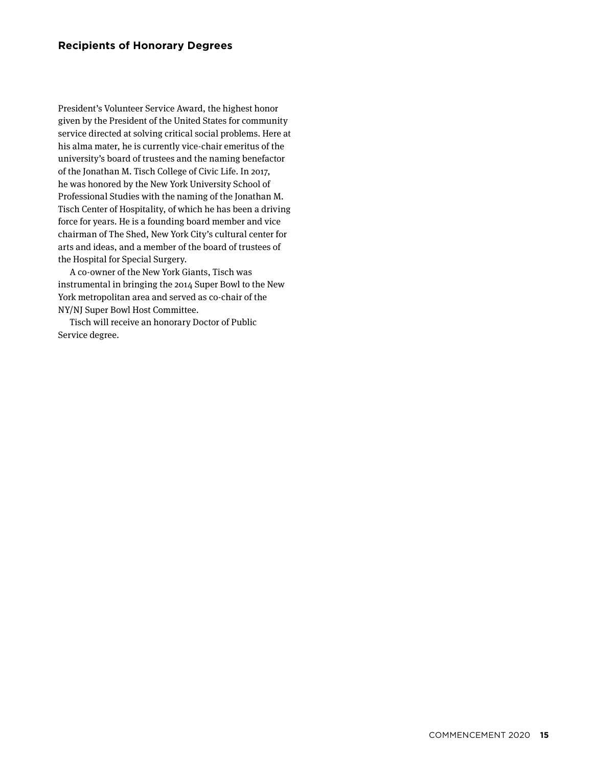## Recipients of Honorary Degrees

President's Volunteer Service Award, the highest honor given by the President of the United States for community service directed at solving critical social problems. Here at his alma mater, he is currently vice-chair emeritus of the university's board of trustees and the naming benefactor of the Jonathan M. Tisch College of Civic Life. In 2017, he was honored by the New York University School of Professional Studies with the naming of the Jonathan M. Tisch Center of Hospitality, of which he has been a driving force for years. He is a founding board member and vice chairman of The Shed, New York City's cultural center for arts and ideas, and a member of the board of trustees of the Hospital for Special Surgery.

A co-owner of the New York Giants, Tisch was instrumental in bringing the 2014 Super Bowl to the New York metropolitan area and served as co-chair of the NY/NJ Super Bowl Host Committee.

Tisch will receive an honorary Doctor of Public Service degree.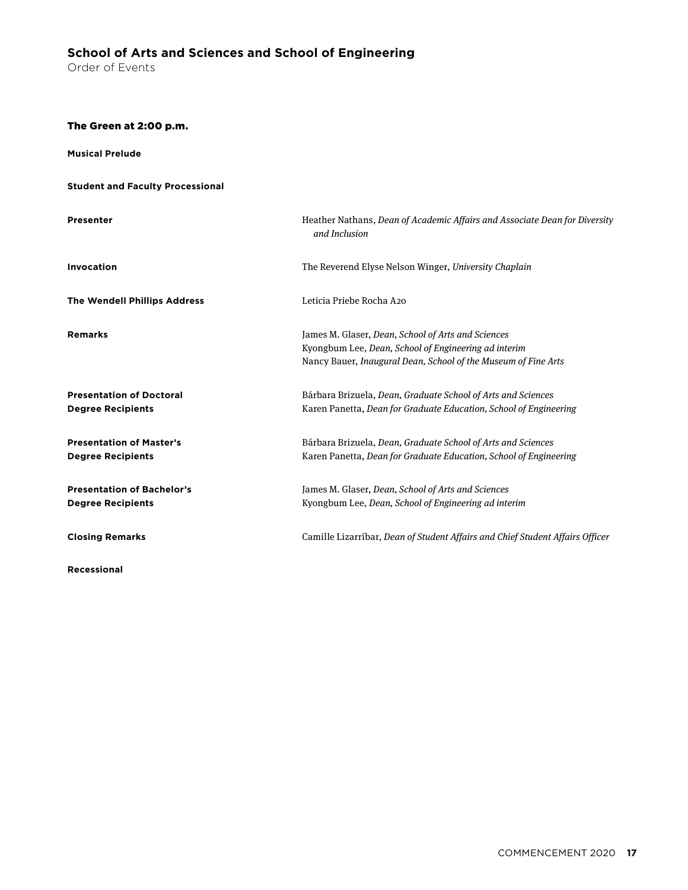## School of Arts and Sciences and School of Engineering

Order of Events

### The Green at 2:00 p.m.

**Musical Prelude**

**Student and Faculty Processional**

**Presenter**
Heather Nathans, *Dean of Academic Affairs and Associate Dean for Diversity and Inclusion*

**Invocation**
The Reverend Elyse Nelson Winger, *University Chaplain*

**The Wendell Phillips Address**
Leticia Priebe Rocha A20

**Remarks**
James M. Glaser, *Dean, School of Arts and Sciences*
Kyongbum Lee, *Dean, School of Engineering ad interim*
Nancy Bauer, *Inaugural Dean, School of the Museum of Fine Arts*

**Presentation of Doctoral Degree Recipients**
Bárbara Brizuela, *Dean, Graduate School of Arts and Sciences*
Karen Panetta, *Dean for Graduate Education, School of Engineering*

**Presentation of Master's Degree Recipients**
Bárbara Brizuela, *Dean, Graduate School of Arts and Sciences*
Karen Panetta, *Dean for Graduate Education, School of Engineering*

**Presentation of Bachelor's Degree Recipients**
James M. Glaser, *Dean, School of Arts and Sciences*
Kyongbum Lee, *Dean, School of Engineering ad interim*

**Closing Remarks**
Camille Lizarríbar, *Dean of Student Affairs and Chief Student Affairs Officer*

**Recessional**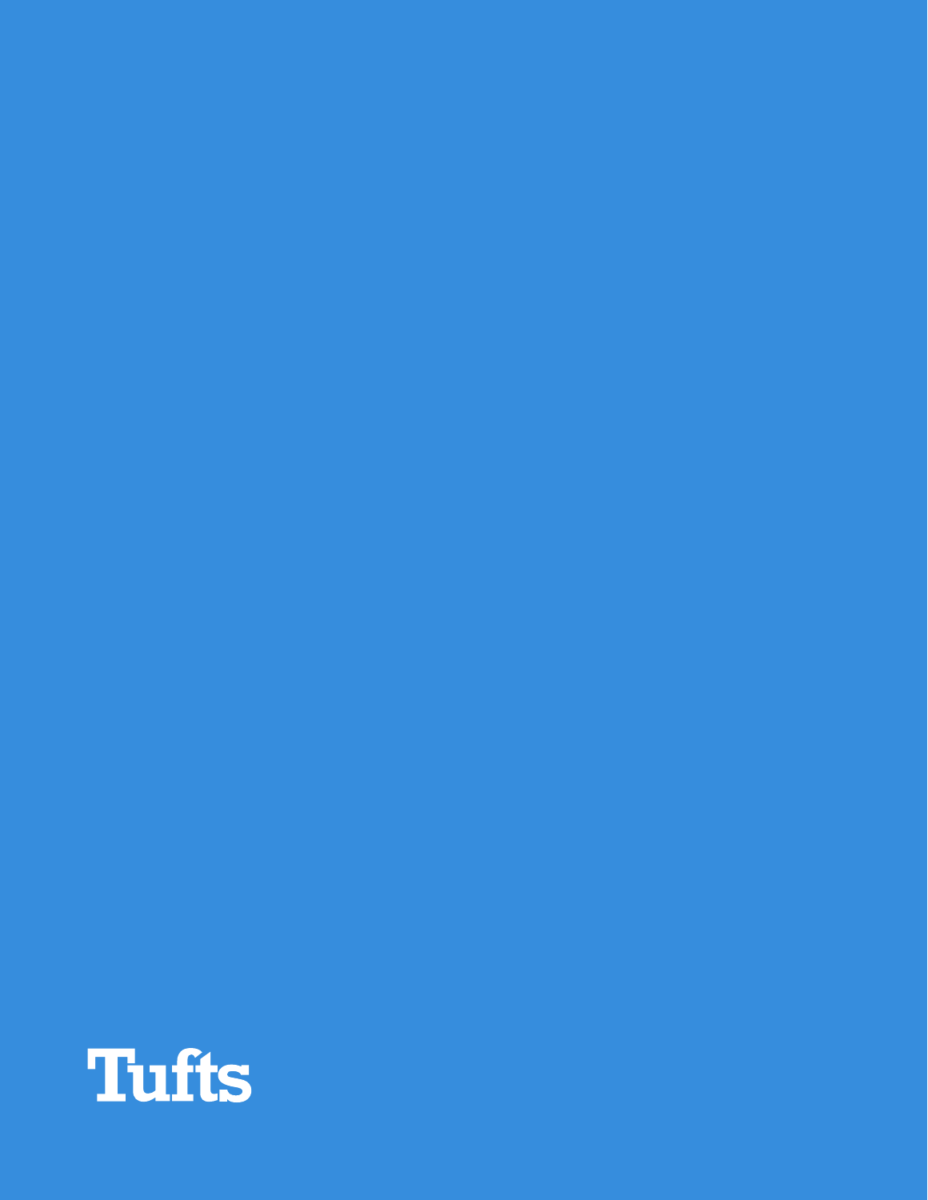Tufts